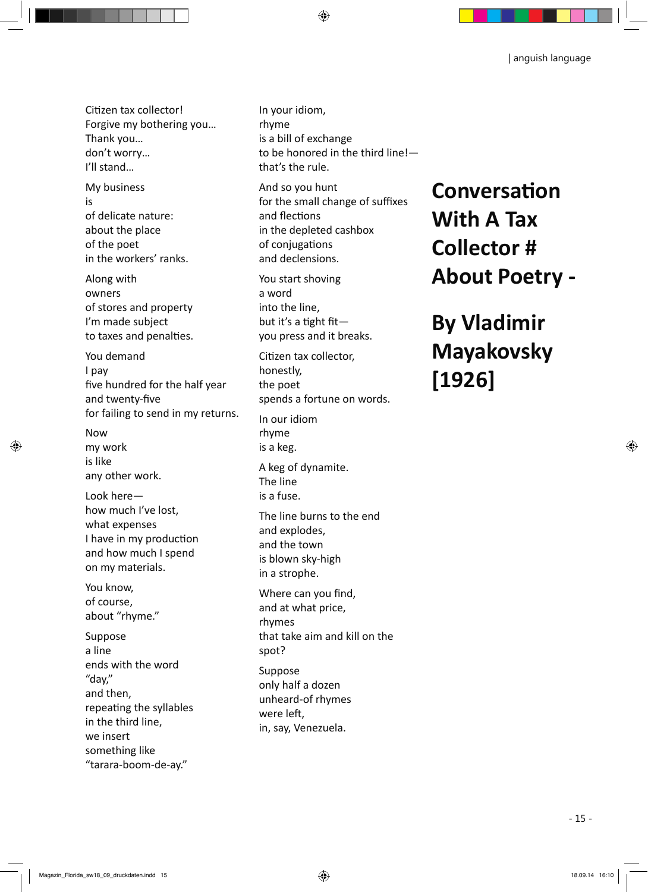# Conversation With A Tax Collector # About Poetry -

## By Vladimir Mayakovsky [1926]

Citizen tax collector!
Forgive my bothering you…
Thank you…
don't worry…
I'll stand…

My business
is
of delicate nature:
about the place
of the poet
in the workers' ranks.

Along with
owners
of stores and property
I'm made subject
to taxes and penalties.

You demand
I pay
five hundred for the half year
and twenty-five
for failing to send in my returns.

Now
my work
is like
any other work.

Look here—
how much I've lost,
what expenses
I have in my production
and how much I spend
on my materials.

You know,
of course,
about "rhyme."

Suppose
a line
ends with the word
"day,"
and then,
repeating the syllables
in the third line,
we insert
something like
"tarara-boom-de-ay."

In your idiom,
rhyme
is a bill of exchange
to be honored in the third line!—
that's the rule.

And so you hunt
for the small change of suffixes
and flections
in the depleted cashbox
of conjugations
and declensions.

You start shoving
a word
into the line,
but it's a tight fit—
you press and it breaks.

Citizen tax collector,
honestly,
the poet
spends a fortune on words.

In our idiom
rhyme
is a keg.

A keg of dynamite.
The line
is a fuse.

The line burns to the end
and explodes,
and the town
is blown sky-high
in a strophe.

Where can you find,
and at what price,
rhymes
that take aim and kill on the
spot?

Suppose
only half a dozen
unheard-of rhymes
were left,
in, say, Venezuela.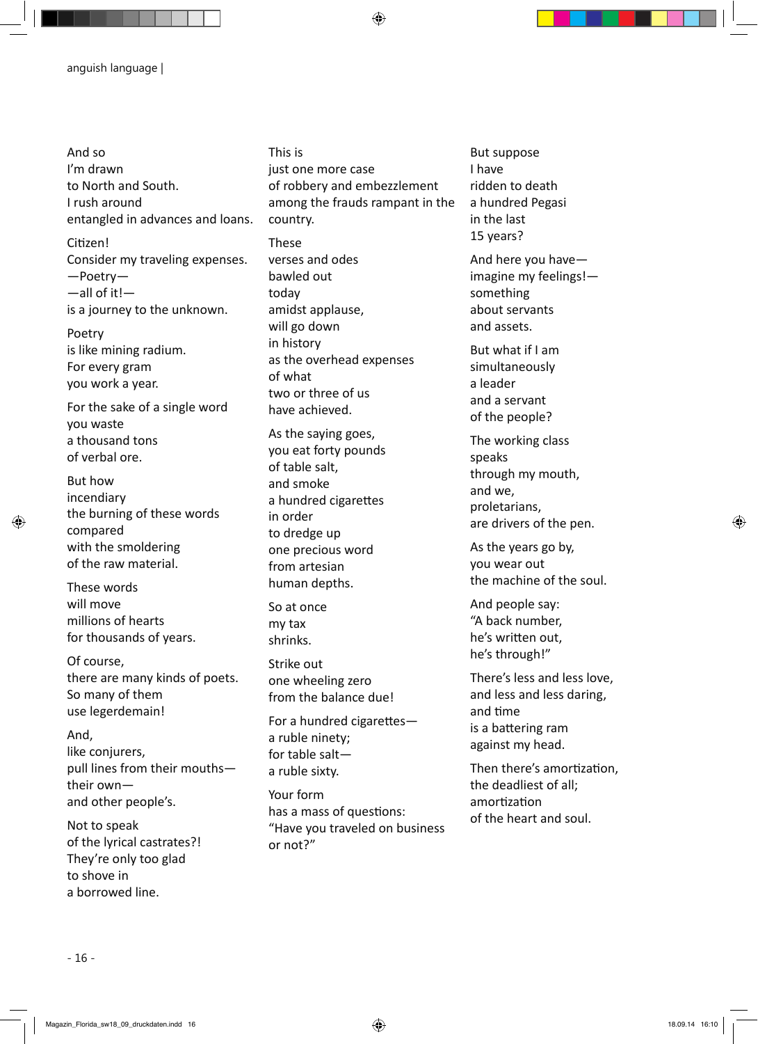And so
I'm drawn
to North and South.
I rush around
entangled in advances and loans.

Citizen!
Consider my traveling expenses.
—Poetry—
—all of it!—
is a journey to the unknown.

Poetry
is like mining radium.
For every gram
you work a year.

For the sake of a single word
you waste
a thousand tons
of verbal ore.

But how
incendiary
the burning of these words
compared
with the smoldering
of the raw material.

These words
will move
millions of hearts
for thousands of years.

Of course,
there are many kinds of poets.
So many of them
use legerdemain!

And,
like conjurers,
pull lines from their mouths—
their own—
and other people's.

Not to speak
of the lyrical castrates?!
They're only too glad
to shove in
a borrowed line.

This is
just one more case
of robbery and embezzlement
among the frauds rampant in the country.

These
verses and odes
bawled out
today
amidst applause,
will go down
in history
as the overhead expenses
of what
two or three of us
have achieved.

As the saying goes,
you eat forty pounds
of table salt,
and smoke
a hundred cigarettes
in order
to dredge up
one precious word
from artesian
human depths.

So at once
my tax
shrinks.

Strike out
one wheeling zero
from the balance due!

For a hundred cigarettes—
a ruble ninety;
for table salt—
a ruble sixty.

Your form
has a mass of questions:
"Have you traveled on business
or not?"

But suppose
I have
ridden to death
a hundred Pegasi
in the last
15 years?

And here you have—
imagine my feelings!—
something
about servants
and assets.

But what if I am
simultaneously
a leader
and a servant
of the people?

The working class
speaks
through my mouth,
and we,
proletarians,
are drivers of the pen.

As the years go by,
you wear out
the machine of the soul.

And people say:
"A back number,
he's written out,
he's through!"

There's less and less love,
and less and less daring,
and time
is a battering ram
against my head.

Then there's amortization,
the deadliest of all;
amortization
of the heart and soul.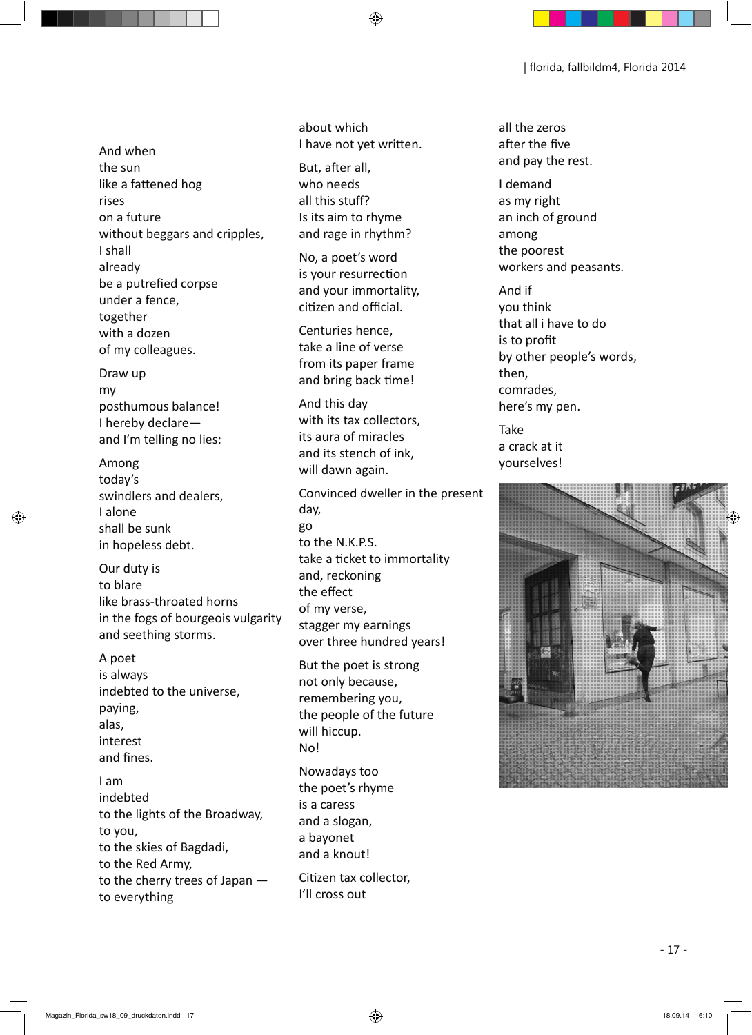And when
the sun
like a fattened hog
rises
on a future
without beggars and cripples,
I shall
already
be a putrefied corpse
under a fence,
together
with a dozen
of my colleagues.

Draw up
my
posthumous balance!
I hereby declare—
and I'm telling no lies:

Among
today's
swindlers and dealers,
I alone
shall be sunk
in hopeless debt.

Our duty is
to blare
like brass-throated horns
in the fogs of bourgeois vulgarity
and seething storms.

A poet
is always
indebted to the universe,
paying,
alas,
interest
and fines.

I am
indebted
to the lights of the Broadway,
to you,
to the skies of Bagdadi,
to the Red Army,
to the cherry trees of Japan —
to everything
about which
I have not yet written.

But, after all,
who needs
all this stuff?
Is its aim to rhyme
and rage in rhythm?

No, a poet's word
is your resurrection
and your immortality,
citizen and official.

Centuries hence,
take a line of verse
from its paper frame
and bring back time!

And this day
with its tax collectors,
its aura of miracles
and its stench of ink,
will dawn again.

Convinced dweller in the present day,
go
to the N.K.P.S.
take a ticket to immortality
and, reckoning
the effect
of my verse,
stagger my earnings
over three hundred years!

But the poet is strong
not only because,
remembering you,
the people of the future
will hiccup.
No!

Nowadays too
the poet's rhyme
is a caress
and a slogan,
a bayonet
and a knout!

Citizen tax collector,
I'll cross out
all the zeros
after the five
and pay the rest.

I demand
as my right
an inch of ground
among
the poorest
workers and peasants.

And if
you think
that all i have to do
is to profit
by other people's words,
then,
comrades,
here's my pen.

Take
a crack at it
yourselves!